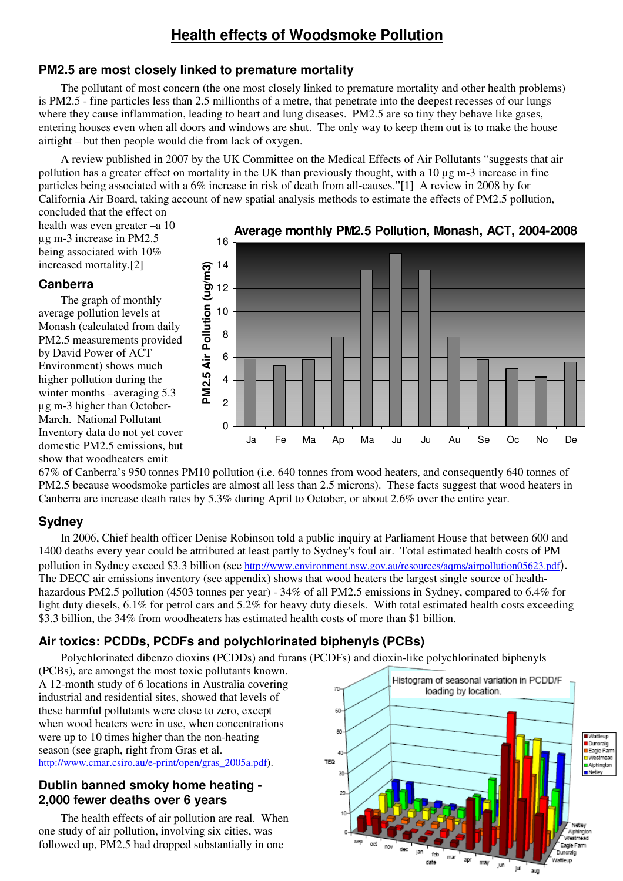# Health effects of Woodsmoke Pollution

## PM2.5 are most closely linked to premature mortality

The pollutant of most concern (the one most closely linked to premature mortality and other health problems) is PM2.5 - fine particles less than 2.5 millionths of a metre, that penetrate into the deepest recesses of our lungs where they cause inflammation, leading to heart and lung diseases. PM2.5 are so tiny they behave like gases, entering houses even when all doors and windows are shut. The only way to keep them out is to make the house airtight – but then people would die from lack of oxygen.

A review published in 2007 by the UK Committee on the Medical Effects of Air Pollutants "suggests that air pollution has a greater effect on mortality in the UK than previously thought, with a 10 µg m-3 increase in fine particles being associated with a 6% increase in risk of death from all-causes."[1] A review in 2008 by for California Air Board, taking account of new spatial analysis methods to estimate the effects of PM2.5 pollution, concluded that the effect on health was even greater –a 10 µg m-3 increase in PM2.5 being associated with 10% increased mortality.[2]

## Canberra

The graph of monthly average pollution levels at Monash (calculated from daily PM2.5 measurements provided by David Power of ACT Environment) shows much higher pollution during the winter months –averaging 5.3 µg m-3 higher than October-March. National Pollutant Inventory data do not yet cover domestic PM2.5 emissions, but show that woodheaters emit 67% of Canberra's 950 tonnes PM10 pollution (i.e. 640 tonnes from wood heaters, and consequently 640 tonnes of PM2.5 because woodsmoke particles are almost all less than 2.5 microns). These facts suggest that wood heaters in Canberra are increase death rates by 5.3% during April to October, or about 2.6% over the entire year.

## Sydney

In 2006, Chief health officer Denise Robinson told a public inquiry at Parliament House that between 600 and 1400 deaths every year could be attributed at least partly to Sydney's foul air. Total estimated health costs of PM pollution in Sydney exceed $3.3 billion (see http://www.environment.nsw.gov.au/resources/aqms/airpollution05623.pdf). The DECC air emissions inventory (see appendix) shows that wood heaters the largest single source of health-hazardous PM2.5 pollution (4503 tonnes per year) - 34% of all PM2.5 emissions in Sydney, compared to 6.4% for light duty diesels, 6.1% for petrol cars and 5.2% for heavy duty diesels. With total estimated health costs exceeding $3.3 billion, the 34% from woodheaters has estimated health costs of more than $1 billion.

## Air toxics: PCDDs, PCDFs and polychlorinated biphenyls (PCBs)

Polychlorinated dibenzo dioxins (PCDDs) and furans (PCDFs) and dioxin-like polychlorinated biphenyls (PCBs), are amongst the most toxic pollutants known. A 12-month study of 6 locations in Australia covering industrial and residential sites, showed that levels of these harmful pollutants were close to zero, except when wood heaters were in use, when concentrations were up to 10 times higher than the non-heating season (see graph, right from Gras et al. http://www.cmar.csiro.au/e-print/open/gras_2005a.pdf).

## Dublin banned smoky home heating - 2,000 fewer deaths over 6 years

The health effects of air pollution are real. When one study of air pollution, involving six cities, was followed up, PM2.5 had dropped substantially in one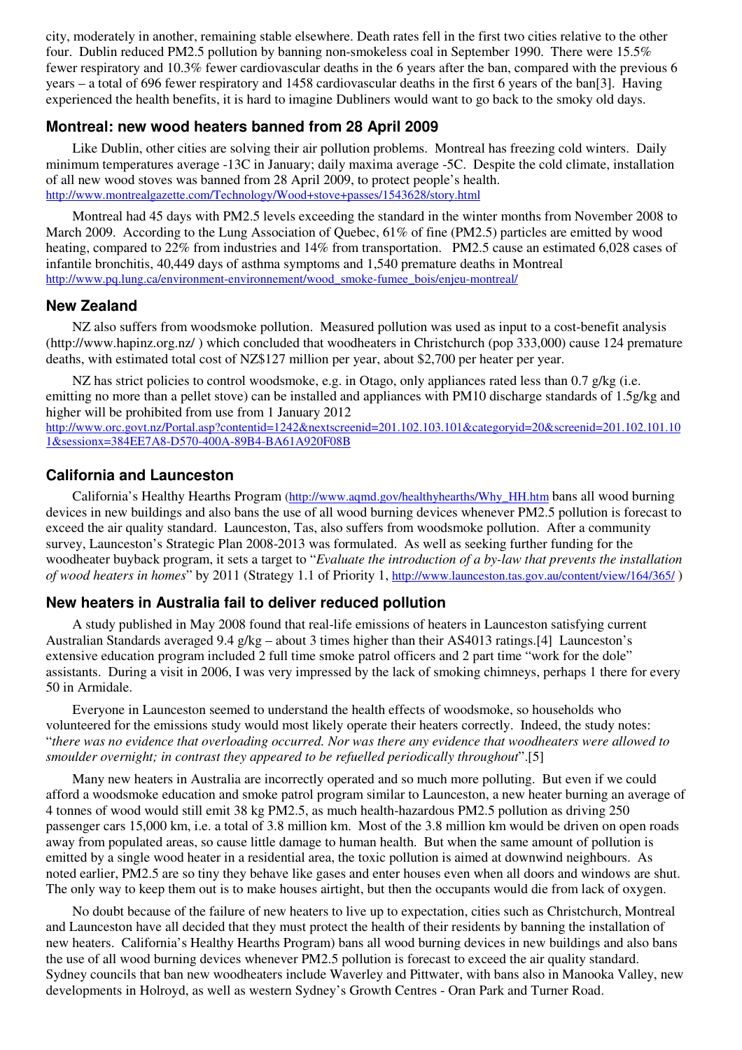city, moderately in another, remaining stable elsewhere. Death rates fell in the first two cities relative to the other four. Dublin reduced PM2.5 pollution by banning non-smokeless coal in September 1990. There were 15.5% fewer respiratory and 10.3% fewer cardiovascular deaths in the 6 years after the ban, compared with the previous 6 years – a total of 696 fewer respiratory and 1458 cardiovascular deaths in the first 6 years of the ban[3]. Having experienced the health benefits, it is hard to imagine Dubliners would want to go back to the smoky old days.

## Montreal: new wood heaters banned from 28 April 2009

Like Dublin, other cities are solving their air pollution problems. Montreal has freezing cold winters. Daily minimum temperatures average -13C in January; daily maxima average -5C. Despite the cold climate, installation of all new wood stoves was banned from 28 April 2009, to protect people's health. http://www.montrealgazette.com/Technology/Wood+stove+passes/1543628/story.html

Montreal had 45 days with PM2.5 levels exceeding the standard in the winter months from November 2008 to March 2009. According to the Lung Association of Quebec, 61% of fine (PM2.5) particles are emitted by wood heating, compared to 22% from industries and 14% from transportation. PM2.5 cause an estimated 6,028 cases of infantile bronchitis, 40,449 days of asthma symptoms and 1,540 premature deaths in Montreal http://www.pq.lung.ca/environment-environnement/wood_smoke-fumee_bois/enjeu-montreal/

## New Zealand

NZ also suffers from woodsmoke pollution. Measured pollution was used as input to a cost-benefit analysis (http://www.hapinz.org.nz/ ) which concluded that woodheaters in Christchurch (pop 333,000) cause 124 premature deaths, with estimated total cost of NZ$127 million per year, about $2,700 per heater per year.

NZ has strict policies to control woodsmoke, e.g. in Otago, only appliances rated less than 0.7 g/kg (i.e. emitting no more than a pellet stove) can be installed and appliances with PM10 discharge standards of 1.5g/kg and higher will be prohibited from use from 1 January 2012 http://www.orc.govt.nz/Portal.asp?contentid=1242&nextscreenid=201.102.103.101&categoryid=20&screenid=201.102.101.101&sessionx=384EE7A8-D570-400A-89B4-BA61A920F08B

## California and Launceston

California's Healthy Hearths Program (http://www.aqmd.gov/healthyhearths/Why_HH.htm bans all wood burning devices in new buildings and also bans the use of all wood burning devices whenever PM2.5 pollution is forecast to exceed the air quality standard. Launceston, Tas, also suffers from woodsmoke pollution. After a community survey, Launceston's Strategic Plan 2008-2013 was formulated. As well as seeking further funding for the woodheater buyback program, it sets a target to "*Evaluate the introduction of a by-law that prevents the installation of wood heaters in homes*" by 2011 (Strategy 1.1 of Priority 1, http://www.launceston.tas.gov.au/content/view/164/365/ )

## New heaters in Australia fail to deliver reduced pollution

A study published in May 2008 found that real-life emissions of heaters in Launceston satisfying current Australian Standards averaged 9.4 g/kg – about 3 times higher than their AS4013 ratings.[4] Launceston's extensive education program included 2 full time smoke patrol officers and 2 part time "work for the dole" assistants. During a visit in 2006, I was very impressed by the lack of smoking chimneys, perhaps 1 there for every 50 in Armidale.

Everyone in Launceston seemed to understand the health effects of woodsmoke, so households who volunteered for the emissions study would most likely operate their heaters correctly. Indeed, the study notes: "*there was no evidence that overloading occurred. Nor was there any evidence that woodheaters were allowed to smoulder overnight; in contrast they appeared to be refuelled periodically throughout*".[5]

Many new heaters in Australia are incorrectly operated and so much more polluting. But even if we could afford a woodsmoke education and smoke patrol program similar to Launceston, a new heater burning an average of 4 tonnes of wood would still emit 38 kg PM2.5, as much health-hazardous PM2.5 pollution as driving 250 passenger cars 15,000 km, i.e. a total of 3.8 million km. Most of the 3.8 million km would be driven on open roads away from populated areas, so cause little damage to human health. But when the same amount of pollution is emitted by a single wood heater in a residential area, the toxic pollution is aimed at downwind neighbours. As noted earlier, PM2.5 are so tiny they behave like gases and enter houses even when all doors and windows are shut. The only way to keep them out is to make houses airtight, but then the occupants would die from lack of oxygen.

No doubt because of the failure of new heaters to live up to expectation, cities such as Christchurch, Montreal and Launceston have all decided that they must protect the health of their residents by banning the installation of new heaters. California's Healthy Hearths Program) bans all wood burning devices in new buildings and also bans the use of all wood burning devices whenever PM2.5 pollution is forecast to exceed the air quality standard. Sydney councils that ban new woodheaters include Waverley and Pittwater, with bans also in Manooka Valley, new developments in Holroyd, as well as western Sydney's Growth Centres - Oran Park and Turner Road.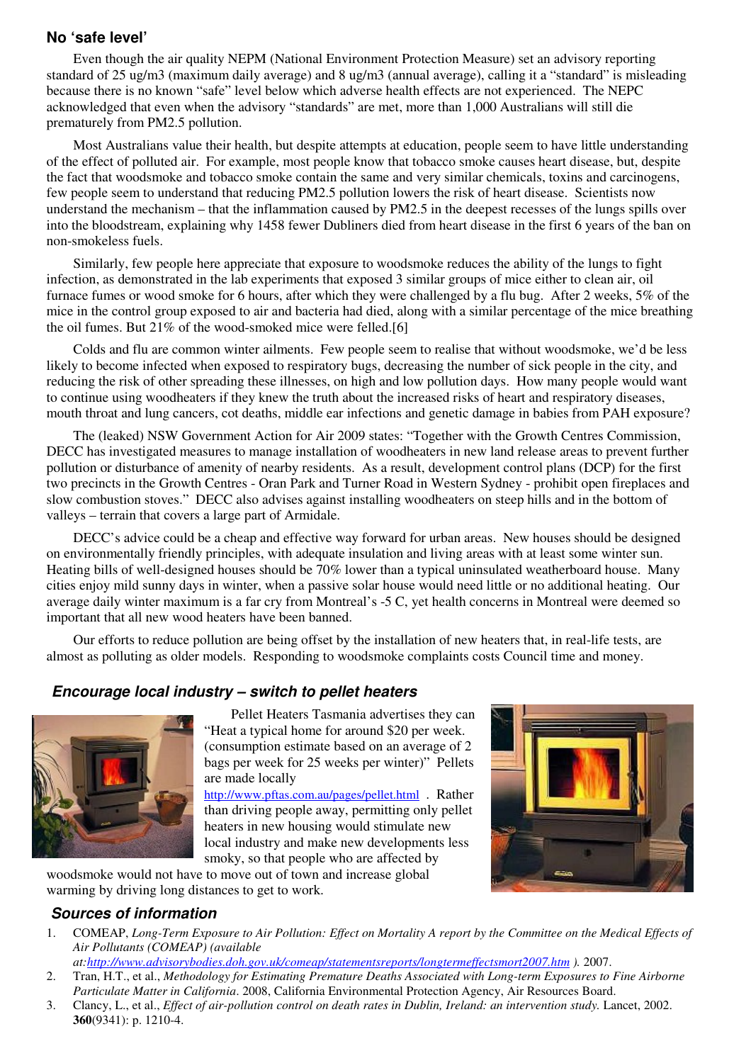## No 'safe level'

Even though the air quality NEPM (National Environment Protection Measure) set an advisory reporting standard of 25 ug/m3 (maximum daily average) and 8 ug/m3 (annual average), calling it a "standard" is misleading because there is no known "safe" level below which adverse health effects are not experienced. The NEPC acknowledged that even when the advisory "standards" are met, more than 1,000 Australians will still die prematurely from PM2.5 pollution.

Most Australians value their health, but despite attempts at education, people seem to have little understanding of the effect of polluted air. For example, most people know that tobacco smoke causes heart disease, but, despite the fact that woodsmoke and tobacco smoke contain the same and very similar chemicals, toxins and carcinogens, few people seem to understand that reducing PM2.5 pollution lowers the risk of heart disease. Scientists now understand the mechanism – that the inflammation caused by PM2.5 in the deepest recesses of the lungs spills over into the bloodstream, explaining why 1458 fewer Dubliners died from heart disease in the first 6 years of the ban on non-smokeless fuels.

Similarly, few people here appreciate that exposure to woodsmoke reduces the ability of the lungs to fight infection, as demonstrated in the lab experiments that exposed 3 similar groups of mice either to clean air, oil furnace fumes or wood smoke for 6 hours, after which they were challenged by a flu bug. After 2 weeks, 5% of the mice in the control group exposed to air and bacteria had died, along with a similar percentage of the mice breathing the oil fumes. But 21% of the wood-smoked mice were felled.[6]

Colds and flu are common winter ailments. Few people seem to realise that without woodsmoke, we'd be less likely to become infected when exposed to respiratory bugs, decreasing the number of sick people in the city, and reducing the risk of other spreading these illnesses, on high and low pollution days. How many people would want to continue using woodheaters if they knew the truth about the increased risks of heart and respiratory diseases, mouth throat and lung cancers, cot deaths, middle ear infections and genetic damage in babies from PAH exposure?

The (leaked) NSW Government Action for Air 2009 states: "Together with the Growth Centres Commission, DECC has investigated measures to manage installation of woodheaters in new land release areas to prevent further pollution or disturbance of amenity of nearby residents. As a result, development control plans (DCP) for the first two precincts in the Growth Centres - Oran Park and Turner Road in Western Sydney - prohibit open fireplaces and slow combustion stoves." DECC also advises against installing woodheaters on steep hills and in the bottom of valleys – terrain that covers a large part of Armidale.

DECC's advice could be a cheap and effective way forward for urban areas. New houses should be designed on environmentally friendly principles, with adequate insulation and living areas with at least some winter sun. Heating bills of well-designed houses should be 70% lower than a typical uninsulated weatherboard house. Many cities enjoy mild sunny days in winter, when a passive solar house would need little or no additional heating. Our average daily winter maximum is a far cry from Montreal's -5 C, yet health concerns in Montreal were deemed so important that all new wood heaters have been banned.

Our efforts to reduce pollution are being offset by the installation of new heaters that, in real-life tests, are almost as polluting as older models. Responding to woodsmoke complaints costs Council time and money.

## *Encourage local industry – switch to pellet heaters*

Pellet Heaters Tasmania advertises they can "Heat a typical home for around $20 per week. (consumption estimate based on an average of 2 bags per week for 25 weeks per winter)" Pellets are made locally http://www.pftas.com.au/pages/pellet.html . Rather than driving people away, permitting only pellet heaters in new housing would stimulate new local industry and make new developments less smoky, so that people who are affected by woodsmoke would not have to move out of town and increase global warming by driving long distances to get to work.

## *Sources of information*

1. COMEAP, *Long-Term Exposure to Air Pollution: Effect on Mortality A report by the Committee on the Medical Effects of Air Pollutants (COMEAP) (available at:http://www.advisorybodies.doh.gov.uk/comeap/statementsreports/longtermeffectsmort2007.htm ).* 2007.
2. Tran, H.T., et al., *Methodology for Estimating Premature Deaths Associated with Long-term Exposures to Fine Airborne Particulate Matter in California*. 2008, California Environmental Protection Agency, Air Resources Board.
3. Clancy, L., et al., *Effect of air-pollution control on death rates in Dublin, Ireland: an intervention study.* Lancet, 2002. **360**(9341): p. 1210-4.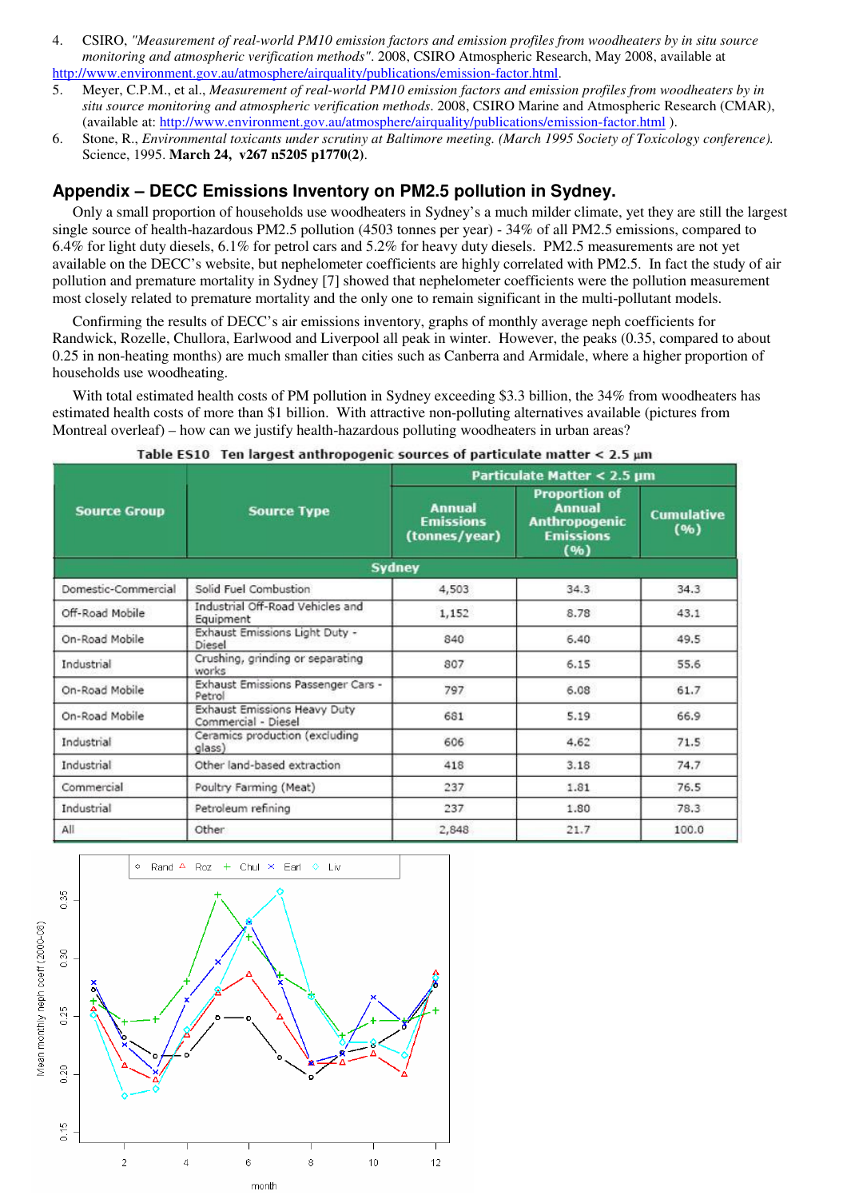4. CSIRO, *"Measurement of real-world PM10 emission factors and emission profiles from woodheaters by in situ source monitoring and atmospheric verification methods"*. 2008, CSIRO Atmospheric Research, May 2008, available at http://www.environment.gov.au/atmosphere/airquality/publications/emission-factor.html.
5. Meyer, C.P.M., et al., *Measurement of real-world PM10 emission factors and emission profiles from woodheaters by in situ source monitoring and atmospheric verification methods*. 2008, CSIRO Marine and Atmospheric Research (CMAR), (available at: http://www.environment.gov.au/atmosphere/airquality/publications/emission-factor.html ).
6. Stone, R., *Environmental toxicants under scrutiny at Baltimore meeting. (March 1995 Society of Toxicology conference)*. Science, 1995. **March 24, v267 n5205 p1770(2)**.

## Appendix – DECC Emissions Inventory on PM2.5 pollution in Sydney.

Only a small proportion of households use woodheaters in Sydney's a much milder climate, yet they are still the largest single source of health-hazardous PM2.5 pollution (4503 tonnes per year) - 34% of all PM2.5 emissions, compared to 6.4% for light duty diesels, 6.1% for petrol cars and 5.2% for heavy duty diesels. PM2.5 measurements are not yet available on the DECC's website, but nephelometer coefficients are highly correlated with PM2.5. In fact the study of air pollution and premature mortality in Sydney [7] showed that nephelometer coefficients were the pollution measurement most closely related to premature mortality and the only one to remain significant in the multi-pollutant models.

Confirming the results of DECC's air emissions inventory, graphs of monthly average neph coefficients for Randwick, Rozelle, Chullora, Earlwood and Liverpool all peak in winter. However, the peaks (0.35, compared to about 0.25 in non-heating months) are much smaller than cities such as Canberra and Armidale, where a higher proportion of households use woodheating.

With total estimated health costs of PM pollution in Sydney exceeding $3.3 billion, the 34% from woodheaters has estimated health costs of more than $1 billion. With attractive non-polluting alternatives available (pictures from Montreal overleaf) – how can we justify health-hazardous polluting woodheaters in urban areas?

**Table ES10 Ten largest anthropogenic sources of particulate matter < 2.5 µm**

| Source Group | Source Type | Particulate Matter < 2.5 µm | | |
|---|---|---|---|---|
| | | Annual Emissions (tonnes/year) | Proportion of Annual Anthropogenic Emissions (%) | Cumulative (%) |
| **Sydney** | | | | |
| Domestic-Commercial | Solid Fuel Combustion | 4,503 | 34.3 | 34.3 |
| Off-Road Mobile | Industrial Off-Road Vehicles and Equipment | 1,152 | 8.78 | 43.1 |
| On-Road Mobile | Exhaust Emissions Light Duty - Diesel | 840 | 6.40 | 49.5 |
| Industrial | Crushing, grinding or separating works | 807 | 6.15 | 55.6 |
| On-Road Mobile | Exhaust Emissions Passenger Cars - Petrol | 797 | 6.08 | 61.7 |
| On-Road Mobile | Exhaust Emissions Heavy Duty Commercial - Diesel | 681 | 5.19 | 66.9 |
| Industrial | Ceramics production (excluding glass) | 606 | 4.62 | 71.5 |
| Industrial | Other land-based extraction | 418 | 3.18 | 74.7 |
| Commercial | Poultry Farming (Meat) | 237 | 1.81 | 76.5 |
| Industrial | Petroleum refining | 237 | 1.80 | 78.3 |
| All | Other | 2,848 | 21.7 | 100.0 |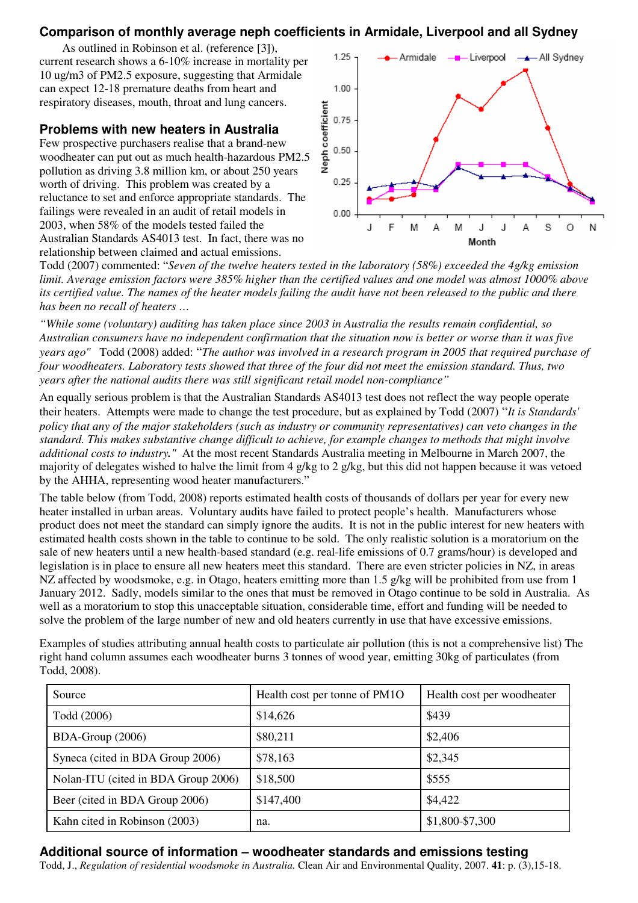## Comparison of monthly average neph coefficients in Armidale, Liverpool and all Sydney

As outlined in Robinson et al. (reference [3]), current research shows a 6-10% increase in mortality per 10 ug/m3 of PM2.5 exposure, suggesting that Armidale can expect 12-18 premature deaths from heart and respiratory diseases, mouth, throat and lung cancers.

## Problems with new heaters in Australia

Few prospective purchasers realise that a brand-new woodheater can put out as much health-hazardous PM2.5 pollution as driving 3.8 million km, or about 250 years worth of driving. This problem was created by a reluctance to set and enforce appropriate standards. The failings were revealed in an audit of retail models in 2003, when 58% of the models tested failed the Australian Standards AS4013 test. In fact, there was no relationship between claimed and actual emissions.

Todd (2007) commented: "*Seven of the twelve heaters tested in the laboratory (58%) exceeded the 4g/kg emission limit. Average emission factors were 385% higher than the certified values and one model was almost 1000% above its certified value. The names of the heater models failing the audit have not been released to the public and there has been no recall of heaters …*

*"While some (voluntary) auditing has taken place since 2003 in Australia the results remain confidential, so Australian consumers have no independent confirmation that the situation now is better or worse than it was five years ago"* Todd (2008) added: "*The author was involved in a research program in 2005 that required purchase of four woodheaters. Laboratory tests showed that three of the four did not meet the emission standard. Thus, two years after the national audits there was still significant retail model non-compliance"*

An equally serious problem is that the Australian Standards AS4013 test does not reflect the way people operate their heaters. Attempts were made to change the test procedure, but as explained by Todd (2007) "*It is Standards' policy that any of the major stakeholders (such as industry or community representatives) can veto changes in the standard. This makes substantive change difficult to achieve, for example changes to methods that might involve additional costs to industry."* At the most recent Standards Australia meeting in Melbourne in March 2007, the majority of delegates wished to halve the limit from 4 g/kg to 2 g/kg, but this did not happen because it was vetoed by the AHHA, representing wood heater manufacturers."

The table below (from Todd, 2008) reports estimated health costs of thousands of dollars per year for every new heater installed in urban areas. Voluntary audits have failed to protect people's health. Manufacturers whose product does not meet the standard can simply ignore the audits. It is not in the public interest for new heaters with estimated health costs shown in the table to continue to be sold. The only realistic solution is a moratorium on the sale of new heaters until a new health-based standard (e.g. real-life emissions of 0.7 grams/hour) is developed and legislation is in place to ensure all new heaters meet this standard. There are even stricter policies in NZ, in areas NZ affected by woodsmoke, e.g. in Otago, heaters emitting more than 1.5 g/kg will be prohibited from use from 1 January 2012. Sadly, models similar to the ones that must be removed in Otago continue to be sold in Australia. As well as a moratorium to stop this unacceptable situation, considerable time, effort and funding will be needed to solve the problem of the large number of new and old heaters currently in use that have excessive emissions.

Examples of studies attributing annual health costs to particulate air pollution (this is not a comprehensive list) The right hand column assumes each woodheater burns 3 tonnes of wood year, emitting 30kg of particulates (from Todd, 2008).

| Source | Health cost per tonne of PM1O | Health cost per woodheater |
|---|---|---|
| Todd (2006) | $14,626 | $439 |
| BDA-Group (2006) | $80,211 | $2,406 |
| Syneca (cited in BDA Group 2006) | $78,163 | $2,345 |
| Nolan-ITU (cited in BDA Group 2006) | $18,500 | $555 |
| Beer (cited in BDA Group 2006) | $147,400 | $4,422 |
| Kahn cited in Robinson (2003) | na. | $1,800-$7,300 |

## Additional source of information – woodheater standards and emissions testing

Todd, J., *Regulation of residential woodsmoke in Australia.* Clean Air and Environmental Quality, 2007. **41**: p. (3),15-18.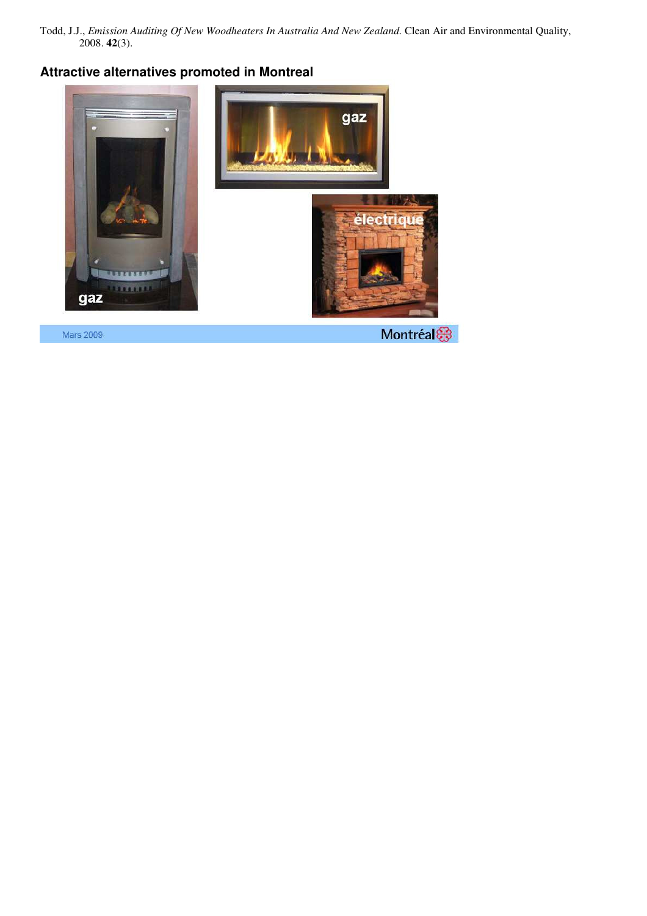Todd, J.J., *Emission Auditing Of New Woodheaters In Australia And New Zealand.* Clean Air and Environmental Quality, 2008. **42**(3).

## Attractive alternatives promoted in Montreal

gaz

gaz

électrique

Mars 2009

Montréal